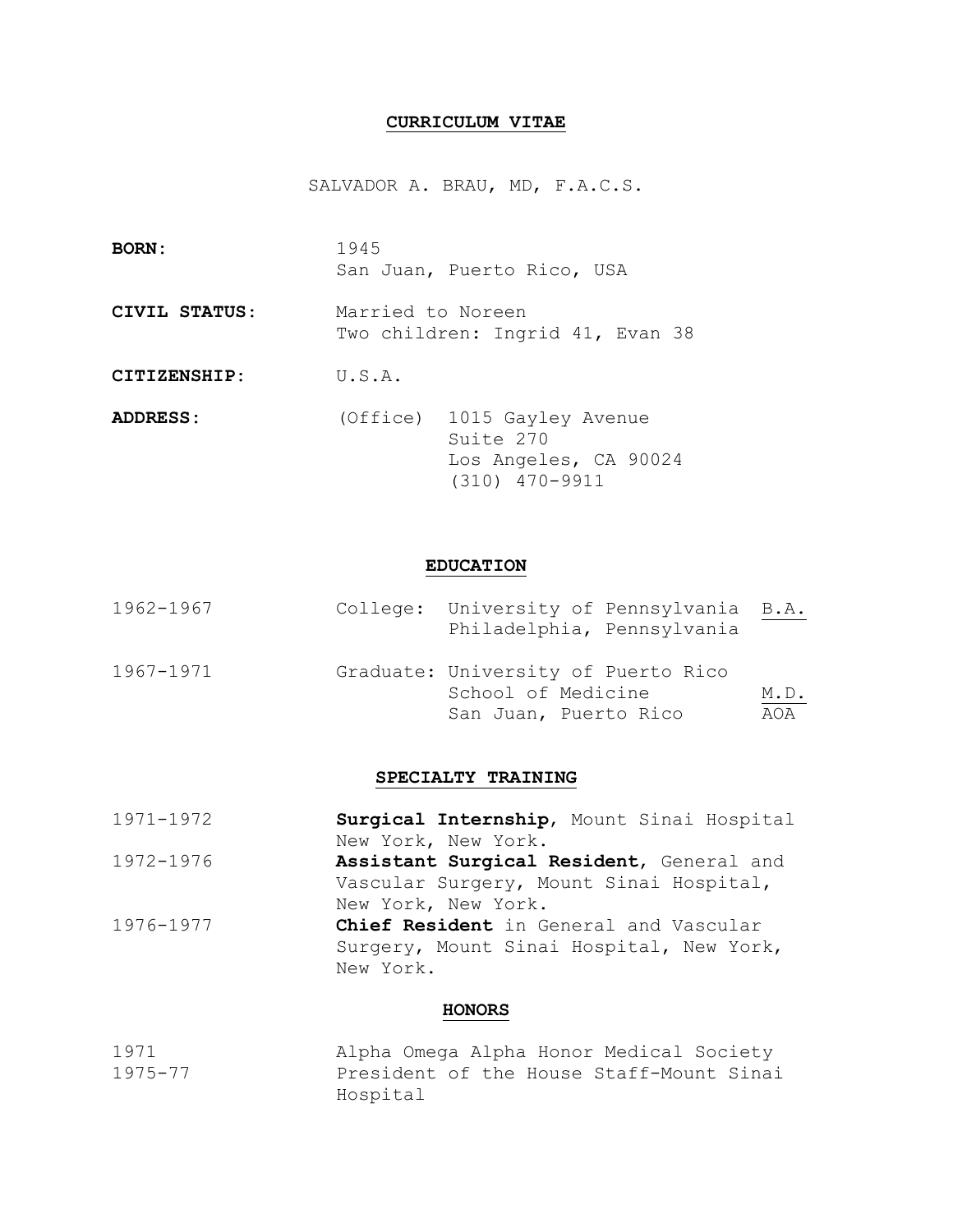# CURRICULUM VITAE

SALVADOR A. BRAU, MD, F.A.C.S.

**BORN:** 1945
San Juan, Puerto Rico, USA

**CIVIL STATUS:** Married to Noreen
Two children: Ingrid 41, Evan 38

**CITIZENSHIP:** U.S.A.

**ADDRESS:** (Office) 1015 Gayley Avenue
Suite 270
Los Angeles, CA 90024
(310) 470-9911

## EDUCATION

| | | | |
|---|---|---|---|
| 1962-1967 | College: | University of Pennsylvania<br>Philadelphia, Pennsylvania | B.A. |
| 1967-1971 | Graduate: | University of Puerto Rico<br>School of Medicine<br>San Juan, Puerto Rico | M.D.<br>AOA |

## SPECIALTY TRAINING

| | |
|---|---|
| 1971-1972 | **Surgical Internship**, Mount Sinai Hospital New York, New York. |
| 1972-1976 | **Assistant Surgical Resident**, General and Vascular Surgery, Mount Sinai Hospital, New York, New York. |
| 1976-1977 | **Chief Resident** in General and Vascular Surgery, Mount Sinai Hospital, New York, New York. |

## HONORS

| | |
|---|---|
| 1971 | Alpha Omega Alpha Honor Medical Society |
| 1975-77 | President of the House Staff-Mount Sinai Hospital |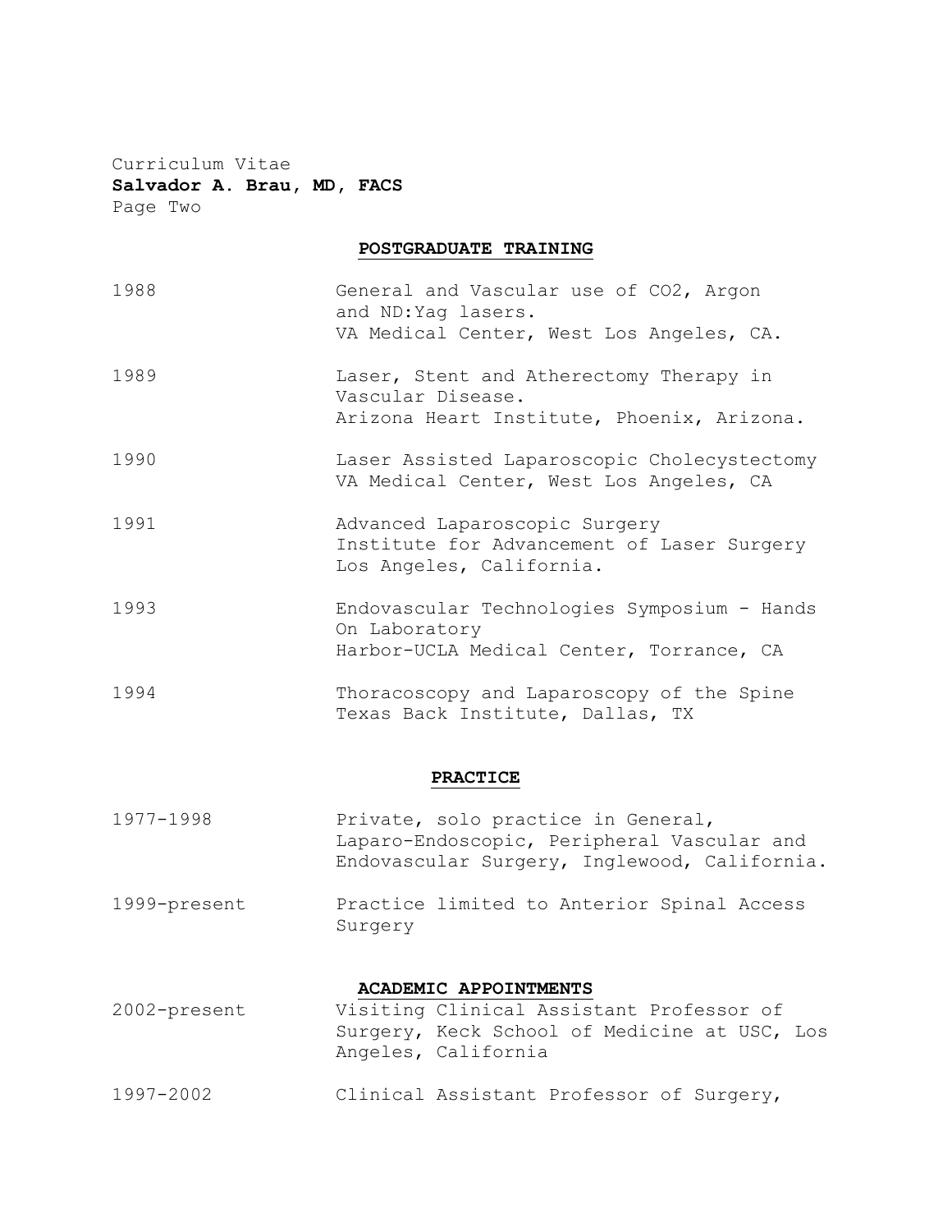## POSTGRADUATE TRAINING

| | |
|---|---|
| 1988 | General and Vascular use of $CO_2$, Argon and ND:Yag lasers. VA Medical Center, West Los Angeles, CA. |
| 1989 | Laser, Stent and Atherectomy Therapy in Vascular Disease. Arizona Heart Institute, Phoenix, Arizona. |
| 1990 | Laser Assisted Laparoscopic Cholecystectomy VA Medical Center, West Los Angeles, CA |
| 1991 | Advanced Laparoscopic Surgery Institute for Advancement of Laser Surgery Los Angeles, California. |
| 1993 | Endovascular Technologies Symposium - Hands On Laboratory Harbor-UCLA Medical Center, Torrance, CA |
| 1994 | Thoracoscopy and Laparoscopy of the Spine Texas Back Institute, Dallas, TX |

## PRACTICE

| | |
|---|---|
| 1977-1998 | Private, solo practice in General, Laparo-Endoscopic, Peripheral Vascular and Endovascular Surgery, Inglewood, California. |
| 1999-present | Practice limited to Anterior Spinal Access Surgery |

## ACADEMIC APPOINTMENTS

| | |
|---|---|
| 2002-present | Visiting Clinical Assistant Professor of Surgery, Keck School of Medicine at USC, Los Angeles, California |
| 1997-2002 | Clinical Assistant Professor of Surgery, |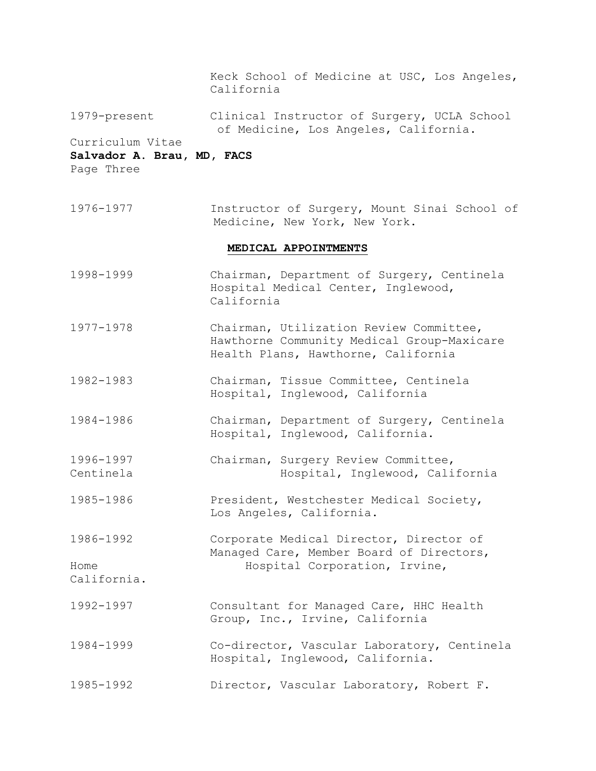Keck School of Medicine at USC, Los Angeles, California

1979-present Clinical Instructor of Surgery, UCLA School of Medicine, Los Angeles, California.

1976-1977 Instructor of Surgery, Mount Sinai School of Medicine, New York, New York.

## MEDICAL APPOINTMENTS

1998-1999 Chairman, Department of Surgery, Centinela Hospital Medical Center, Inglewood, California

1977-1978 Chairman, Utilization Review Committee, Hawthorne Community Medical Group-Maxicare Health Plans, Hawthorne, California

1982-1983 Chairman, Tissue Committee, Centinela Hospital, Inglewood, California

1984-1986 Chairman, Department of Surgery, Centinela Hospital, Inglewood, California.

1996-1997 Chairman, Surgery Review Committee, Centinela Hospital, Inglewood, California

1985-1986 President, Westchester Medical Society, Los Angeles, California.

1986-1992 Corporate Medical Director, Director of Managed Care, Member Board of Directors, Home Hospital Corporation, Irvine, California.

1992-1997 Consultant for Managed Care, HHC Health Group, Inc., Irvine, California

1984-1999 Co-director, Vascular Laboratory, Centinela Hospital, Inglewood, California.

1985-1992 Director, Vascular Laboratory, Robert F.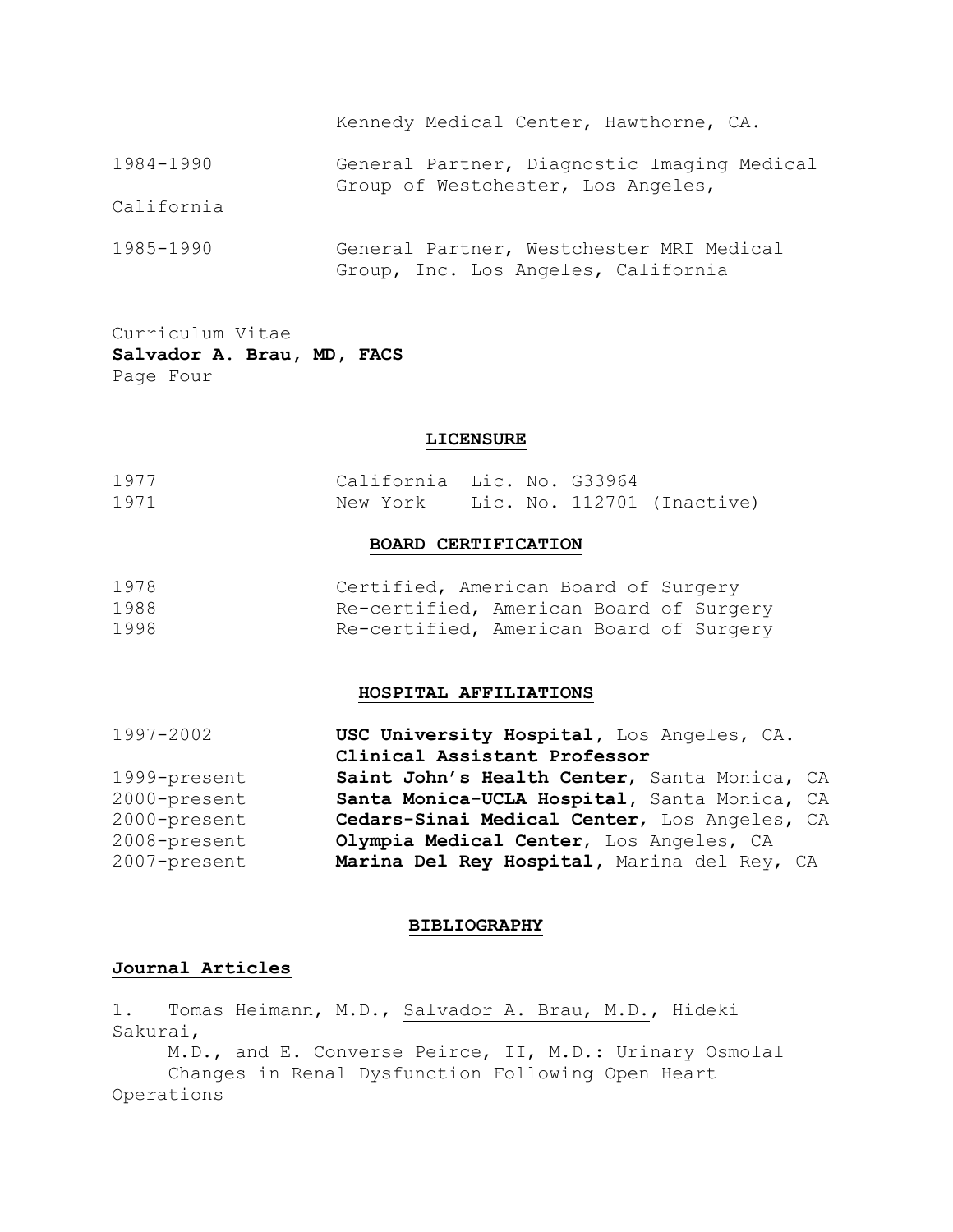Kennedy Medical Center, Hawthorne, CA.

| | |
|---|---|
| 1984-1990 | General Partner, Diagnostic Imaging Medical Group of Westchester, Los Angeles, California |
| 1985-1990 | General Partner, Westchester MRI Medical Group, Inc. Los Angeles, California |

Curriculum Vitae
**Salvador A. Brau, MD, FACS**
Page Four

## LICENSURE

| | | |
|---|---|---|
| 1977 | California | Lic. No. G33964 |
| 1971 | New York | Lic. No. 112701 (Inactive) |

## BOARD CERTIFICATION

| | |
|---|---|
| 1978 | Certified, American Board of Surgery |
| 1988 | Re-certified, American Board of Surgery |
| 1998 | Re-certified, American Board of Surgery |

## HOSPITAL AFFILIATIONS

| | |
|---|---|
| 1997-2002 | **USC University Hospital**, Los Angeles, CA. **Clinical Assistant Professor** |
| 1999-present | **Saint John's Health Center**, Santa Monica, CA |
| 2000-present | **Santa Monica-UCLA Hospital**, Santa Monica, CA |
| 2000-present | **Cedars-Sinai Medical Center**, Los Angeles, CA |
| 2008-present | **Olympia Medical Center**, Los Angeles, CA |
| 2007-present | **Marina Del Rey Hospital**, Marina del Rey, CA |

## BIBLIOGRAPHY

### Journal Articles

1. Tomas Heimann, M.D., Salvador A. Brau, M.D., Hideki Sakurai, M.D., and E. Converse Peirce, II, M.D.: Urinary Osmolal Changes in Renal Dysfunction Following Open Heart Operations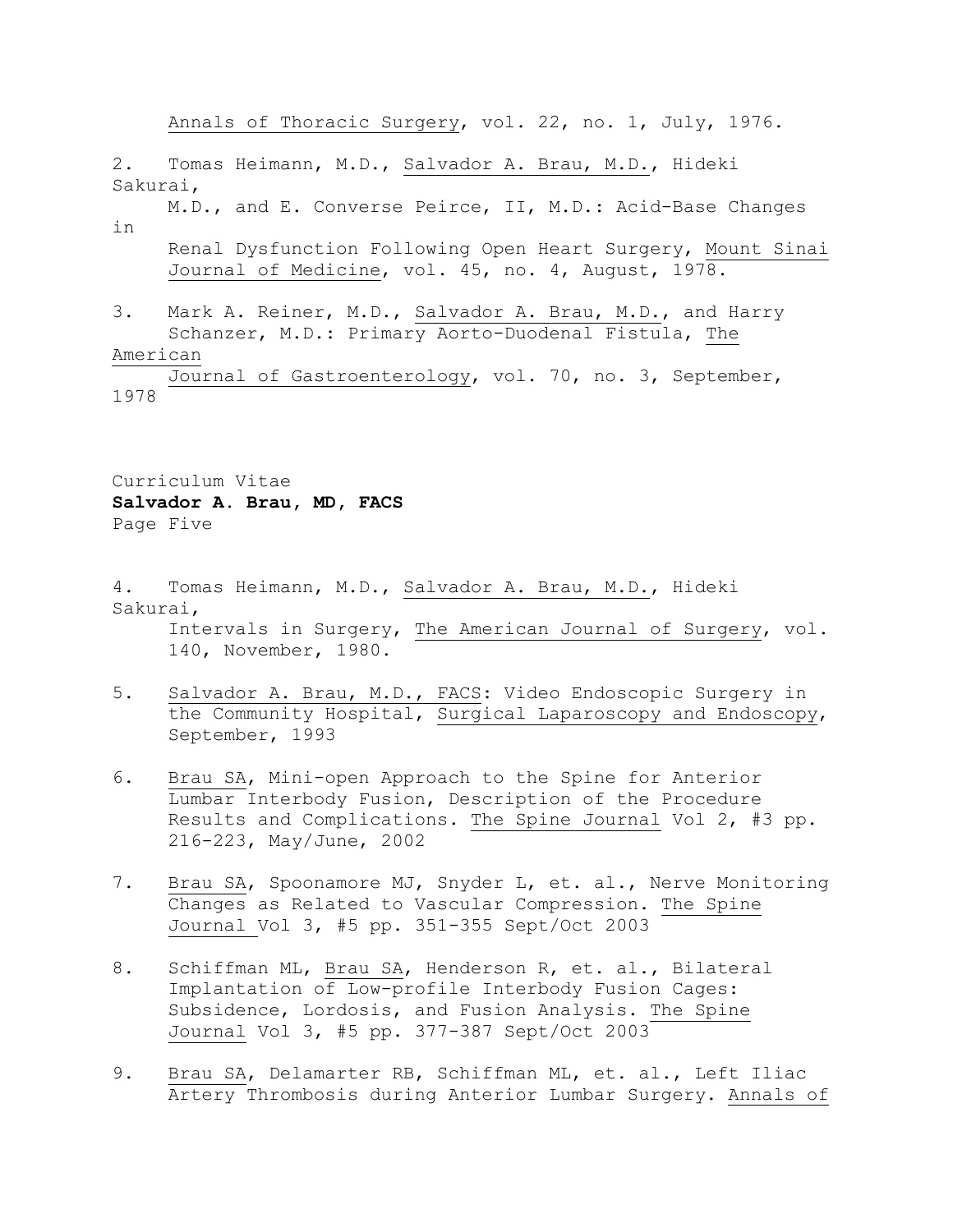Annals of Thoracic Surgery, vol. 22, no. 1, July, 1976.

2. Tomas Heimann, M.D., Salvador A. Brau, M.D., Hideki Sakurai, M.D., and E. Converse Peirce, II, M.D.: Acid-Base Changes in Renal Dysfunction Following Open Heart Surgery, Mount Sinai Journal of Medicine, vol. 45, no. 4, August, 1978.

3. Mark A. Reiner, M.D., Salvador A. Brau, M.D., and Harry Schanzer, M.D.: Primary Aorto-Duodenal Fistula, The American Journal of Gastroenterology, vol. 70, no. 3, September, 1978

Curriculum Vitae
**Salvador A. Brau, MD, FACS**
Page Five

4. Tomas Heimann, M.D., Salvador A. Brau, M.D., Hideki Sakurai, Intervals in Surgery, The American Journal of Surgery, vol. 140, November, 1980.

5. Salvador A. Brau, M.D., FACS: Video Endoscopic Surgery in the Community Hospital, Surgical Laparoscopy and Endoscopy, September, 1993

6. Brau SA, Mini-open Approach to the Spine for Anterior Lumbar Interbody Fusion, Description of the Procedure Results and Complications. The Spine Journal Vol 2, #3 pp. 216-223, May/June, 2002

7. Brau SA, Spoonamore MJ, Snyder L, et. al., Nerve Monitoring Changes as Related to Vascular Compression. The Spine Journal Vol 3, #5 pp. 351-355 Sept/Oct 2003

8. Schiffman ML, Brau SA, Henderson R, et. al., Bilateral Implantation of Low-profile Interbody Fusion Cages: Subsidence, Lordosis, and Fusion Analysis. The Spine Journal Vol 3, #5 pp. 377-387 Sept/Oct 2003

9. Brau SA, Delamarter RB, Schiffman ML, et. al., Left Iliac Artery Thrombosis during Anterior Lumbar Surgery. Annals of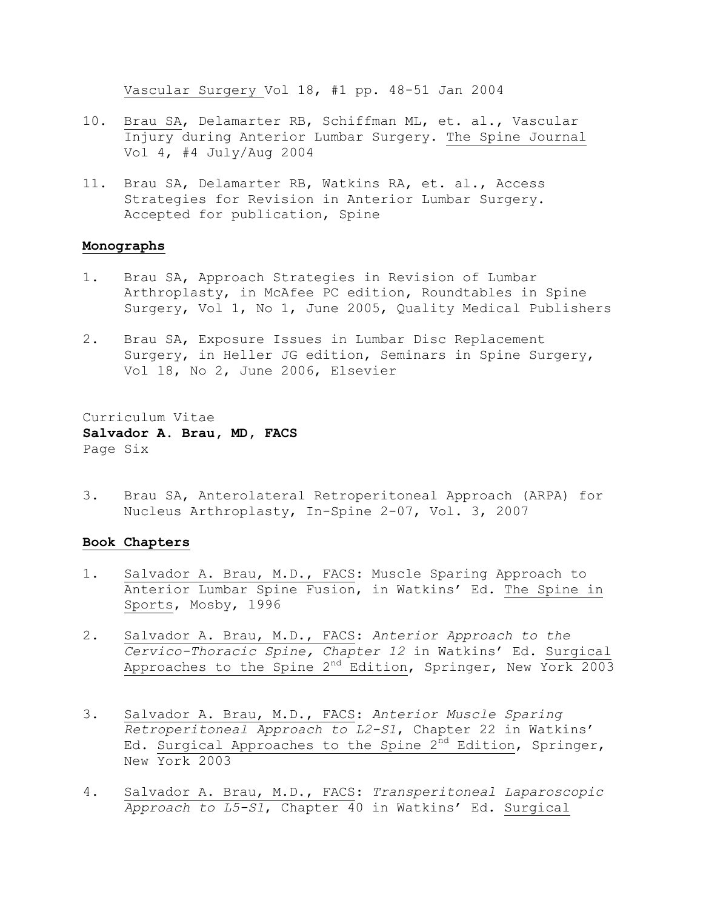Vascular Surgery Vol 18, #1 pp. 48-51 Jan 2004

10. Brau SA, Delamarter RB, Schiffman ML, et. al., Vascular Injury during Anterior Lumbar Surgery. The Spine Journal Vol 4, #4 July/Aug 2004

11. Brau SA, Delamarter RB, Watkins RA, et. al., Access Strategies for Revision in Anterior Lumbar Surgery. Accepted for publication, Spine

## Monographs

1. Brau SA, Approach Strategies in Revision of Lumbar Arthroplasty, in McAfee PC edition, Roundtables in Spine Surgery, Vol 1, No 1, June 2005, Quality Medical Publishers

2. Brau SA, Exposure Issues in Lumbar Disc Replacement Surgery, in Heller JG edition, Seminars in Spine Surgery, Vol 18, No 2, June 2006, Elsevier

3. Brau SA, Anterolateral Retroperitoneal Approach (ARPA) for Nucleus Arthroplasty, In-Spine 2-07, Vol. 3, 2007

## Book Chapters

1. Salvador A. Brau, M.D., FACS: Muscle Sparing Approach to Anterior Lumbar Spine Fusion, in Watkins' Ed. The Spine in Sports, Mosby, 1996

2. Salvador A. Brau, M.D., FACS: *Anterior Approach to the Cervico-Thoracic Spine, Chapter 12* in Watkins' Ed. Surgical Approaches to the Spine 2nd Edition, Springer, New York 2003

3. Salvador A. Brau, M.D., FACS: *Anterior Muscle Sparing Retroperitoneal Approach to L2-S1*, Chapter 22 in Watkins' Ed. Surgical Approaches to the Spine 2nd Edition, Springer, New York 2003

4. Salvador A. Brau, M.D., FACS: *Transperitoneal Laparoscopic Approach to L5-S1*, Chapter 40 in Watkins' Ed. Surgical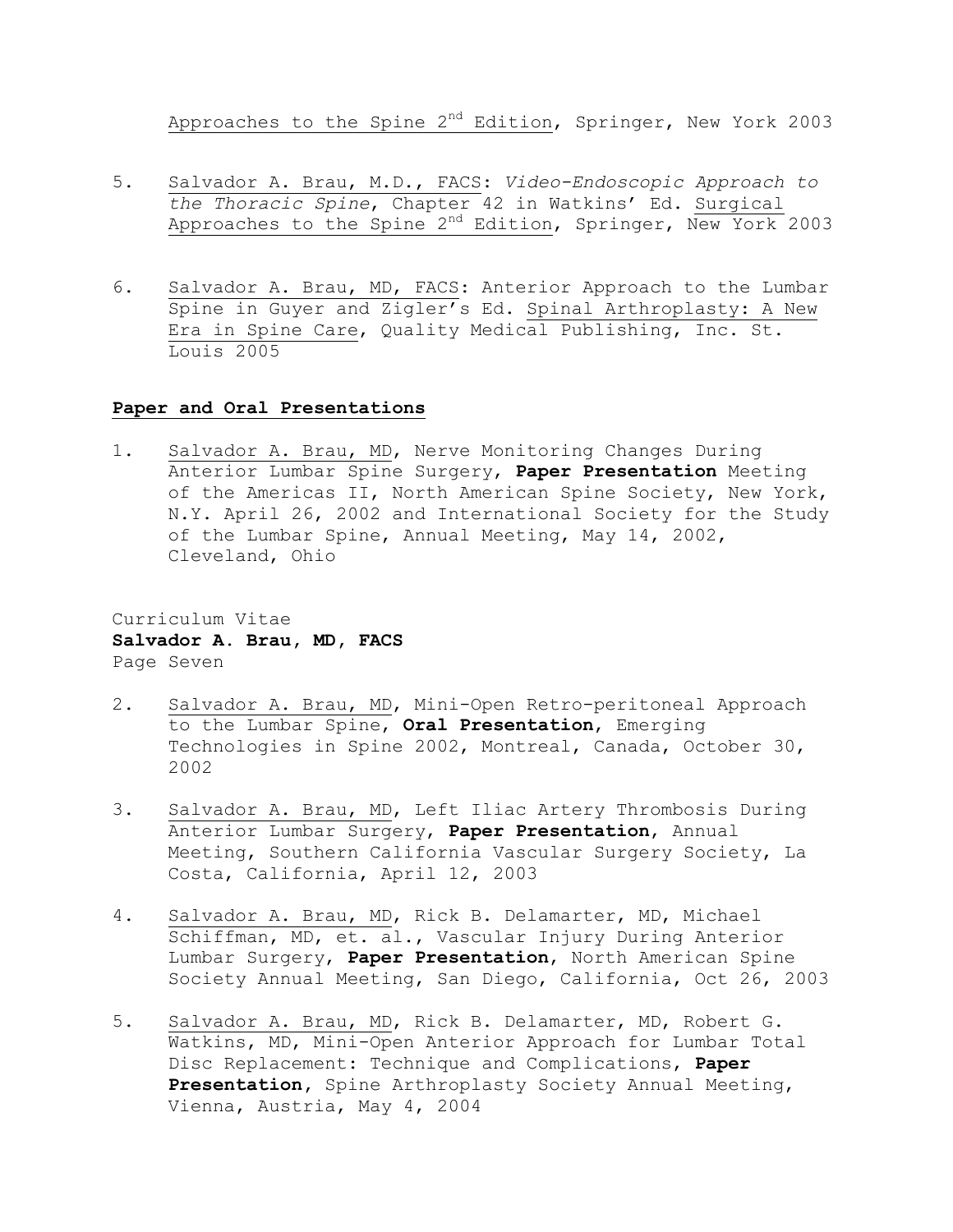Approaches to the Spine 2nd Edition, Springer, New York 2003

5. Salvador A. Brau, M.D., FACS: *Video-Endoscopic Approach to the Thoracic Spine*, Chapter 42 in Watkins' Ed. Surgical Approaches to the Spine 2nd Edition, Springer, New York 2003

6. Salvador A. Brau, MD, FACS: Anterior Approach to the Lumbar Spine in Guyer and Zigler's Ed. Spinal Arthroplasty: A New Era in Spine Care, Quality Medical Publishing, Inc. St. Louis 2005

## Paper and Oral Presentations

1. Salvador A. Brau, MD, Nerve Monitoring Changes During Anterior Lumbar Spine Surgery, **Paper Presentation** Meeting of the Americas II, North American Spine Society, New York, N.Y. April 26, 2002 and International Society for the Study of the Lumbar Spine, Annual Meeting, May 14, 2002, Cleveland, Ohio

2. Salvador A. Brau, MD, Mini-Open Retro-peritoneal Approach to the Lumbar Spine, **Oral Presentation**, Emerging Technologies in Spine 2002, Montreal, Canada, October 30, 2002

3. Salvador A. Brau, MD, Left Iliac Artery Thrombosis During Anterior Lumbar Surgery, **Paper Presentation**, Annual Meeting, Southern California Vascular Surgery Society, La Costa, California, April 12, 2003

4. Salvador A. Brau, MD, Rick B. Delamarter, MD, Michael Schiffman, MD, et. al., Vascular Injury During Anterior Lumbar Surgery, **Paper Presentation**, North American Spine Society Annual Meeting, San Diego, California, Oct 26, 2003

5. Salvador A. Brau, MD, Rick B. Delamarter, MD, Robert G. Watkins, MD, Mini-Open Anterior Approach for Lumbar Total Disc Replacement: Technique and Complications, **Paper Presentation**, Spine Arthroplasty Society Annual Meeting, Vienna, Austria, May 4, 2004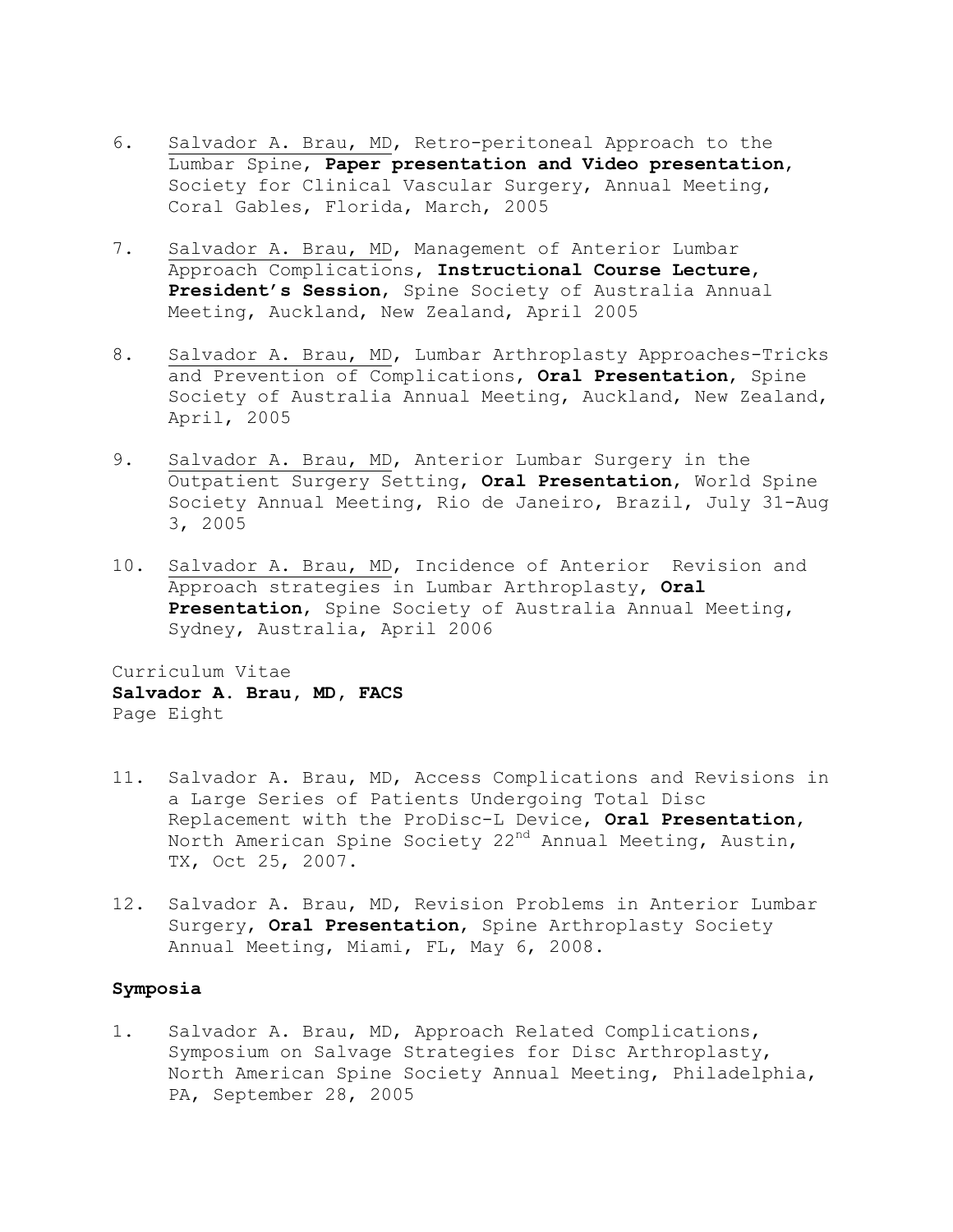6. Salvador A. Brau, MD, Retro-peritoneal Approach to the Lumbar Spine, **Paper presentation and Video presentation**, Society for Clinical Vascular Surgery, Annual Meeting, Coral Gables, Florida, March, 2005

7. Salvador A. Brau, MD, Management of Anterior Lumbar Approach Complications, **Instructional Course Lecture**, **President's Session**, Spine Society of Australia Annual Meeting, Auckland, New Zealand, April 2005

8. Salvador A. Brau, MD, Lumbar Arthroplasty Approaches-Tricks and Prevention of Complications, **Oral Presentation**, Spine Society of Australia Annual Meeting, Auckland, New Zealand, April, 2005

9. Salvador A. Brau, MD, Anterior Lumbar Surgery in the Outpatient Surgery Setting, **Oral Presentation**, World Spine Society Annual Meeting, Rio de Janeiro, Brazil, July 31-Aug 3, 2005

10. Salvador A. Brau, MD, Incidence of Anterior Revision and Approach strategies in Lumbar Arthroplasty, **Oral Presentation**, Spine Society of Australia Annual Meeting, Sydney, Australia, April 2006

11. Salvador A. Brau, MD, Access Complications and Revisions in a Large Series of Patients Undergoing Total Disc Replacement with the ProDisc-L Device, **Oral Presentation**, North American Spine Society 22nd Annual Meeting, Austin, TX, Oct 25, 2007.

12. Salvador A. Brau, MD, Revision Problems in Anterior Lumbar Surgery, **Oral Presentation**, Spine Arthroplasty Society Annual Meeting, Miami, FL, May 6, 2008.

**Symposia**

1. Salvador A. Brau, MD, Approach Related Complications, Symposium on Salvage Strategies for Disc Arthroplasty, North American Spine Society Annual Meeting, Philadelphia, PA, September 28, 2005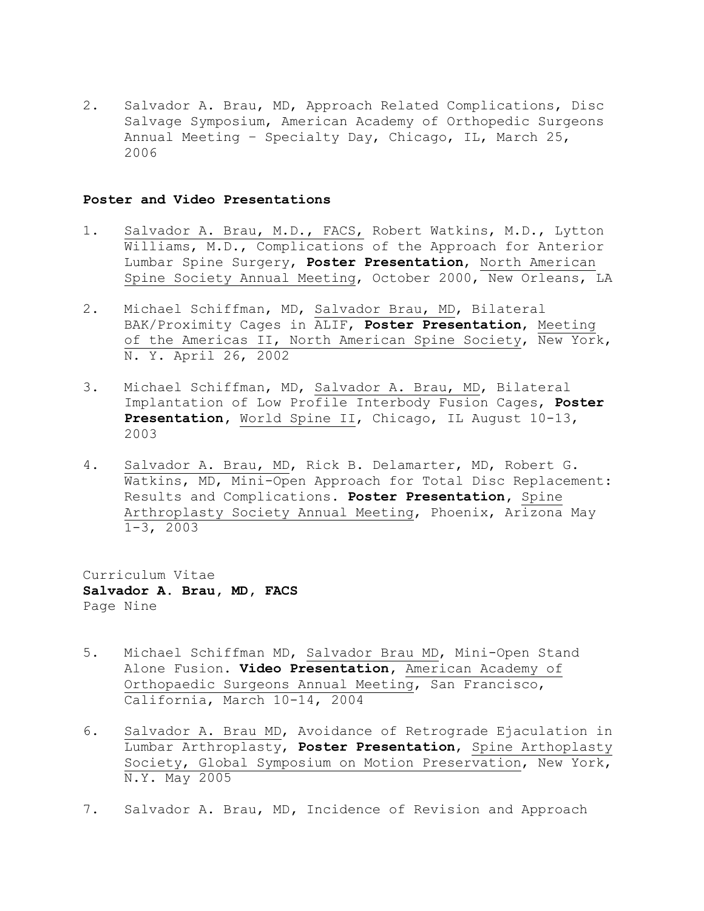2. Salvador A. Brau, MD, Approach Related Complications, Disc Salvage Symposium, American Academy of Orthopedic Surgeons Annual Meeting – Specialty Day, Chicago, IL, March 25, 2006

**Poster and Video Presentations**

1. Salvador A. Brau, M.D., FACS, Robert Watkins, M.D., Lytton Williams, M.D., Complications of the Approach for Anterior Lumbar Spine Surgery, **Poster Presentation**, North American Spine Society Annual Meeting, October 2000, New Orleans, LA

2. Michael Schiffman, MD, Salvador Brau, MD, Bilateral BAK/Proximity Cages in ALIF, **Poster Presentation**, Meeting of the Americas II, North American Spine Society, New York, N. Y. April 26, 2002

3. Michael Schiffman, MD, Salvador A. Brau, MD, Bilateral Implantation of Low Profile Interbody Fusion Cages, **Poster Presentation**, World Spine II, Chicago, IL August 10-13, 2003

4. Salvador A. Brau, MD, Rick B. Delamarter, MD, Robert G. Watkins, MD, Mini-Open Approach for Total Disc Replacement: Results and Complications. **Poster Presentation**, Spine Arthroplasty Society Annual Meeting, Phoenix, Arizona May 1-3, 2003

5. Michael Schiffman MD, Salvador Brau MD, Mini-Open Stand Alone Fusion. **Video Presentation**, American Academy of Orthopaedic Surgeons Annual Meeting, San Francisco, California, March 10-14, 2004

6. Salvador A. Brau MD, Avoidance of Retrograde Ejaculation in Lumbar Arthroplasty, **Poster Presentation**, Spine Arthoplasty Society, Global Symposium on Motion Preservation, New York, N.Y. May 2005

7. Salvador A. Brau, MD, Incidence of Revision and Approach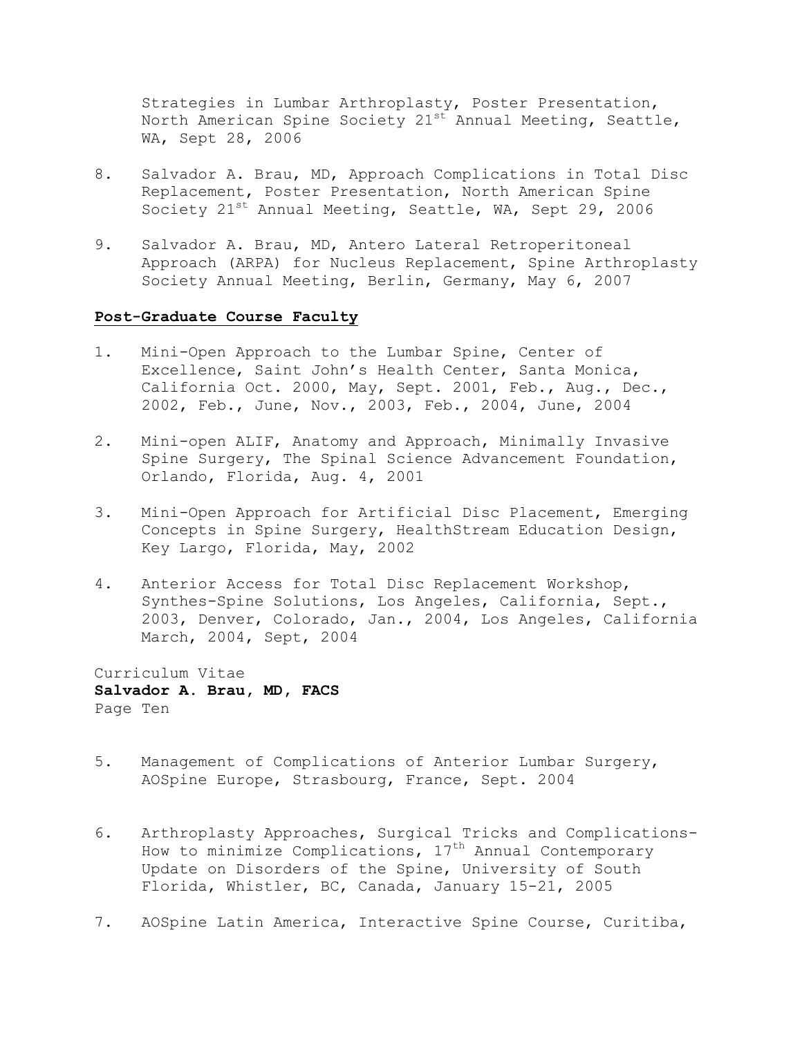Strategies in Lumbar Arthroplasty, Poster Presentation, North American Spine Society 21st Annual Meeting, Seattle, WA, Sept 28, 2006

8. Salvador A. Brau, MD, Approach Complications in Total Disc Replacement, Poster Presentation, North American Spine Society 21st Annual Meeting, Seattle, WA, Sept 29, 2006

9. Salvador A. Brau, MD, Antero Lateral Retroperitoneal Approach (ARPA) for Nucleus Replacement, Spine Arthroplasty Society Annual Meeting, Berlin, Germany, May 6, 2007

**Post-Graduate Course Faculty**

1. Mini-Open Approach to the Lumbar Spine, Center of Excellence, Saint John's Health Center, Santa Monica, California Oct. 2000, May, Sept. 2001, Feb., Aug., Dec., 2002, Feb., June, Nov., 2003, Feb., 2004, June, 2004

2. Mini-open ALIF, Anatomy and Approach, Minimally Invasive Spine Surgery, The Spinal Science Advancement Foundation, Orlando, Florida, Aug. 4, 2001

3. Mini-Open Approach for Artificial Disc Placement, Emerging Concepts in Spine Surgery, HealthStream Education Design, Key Largo, Florida, May, 2002

4. Anterior Access for Total Disc Replacement Workshop, Synthes-Spine Solutions, Los Angeles, California, Sept., 2003, Denver, Colorado, Jan., 2004, Los Angeles, California March, 2004, Sept, 2004

5. Management of Complications of Anterior Lumbar Surgery, AOSpine Europe, Strasbourg, France, Sept. 2004

6. Arthroplasty Approaches, Surgical Tricks and Complications- How to minimize Complications, 17th Annual Contemporary Update on Disorders of the Spine, University of South Florida, Whistler, BC, Canada, January 15-21, 2005

7. AOSpine Latin America, Interactive Spine Course, Curitiba,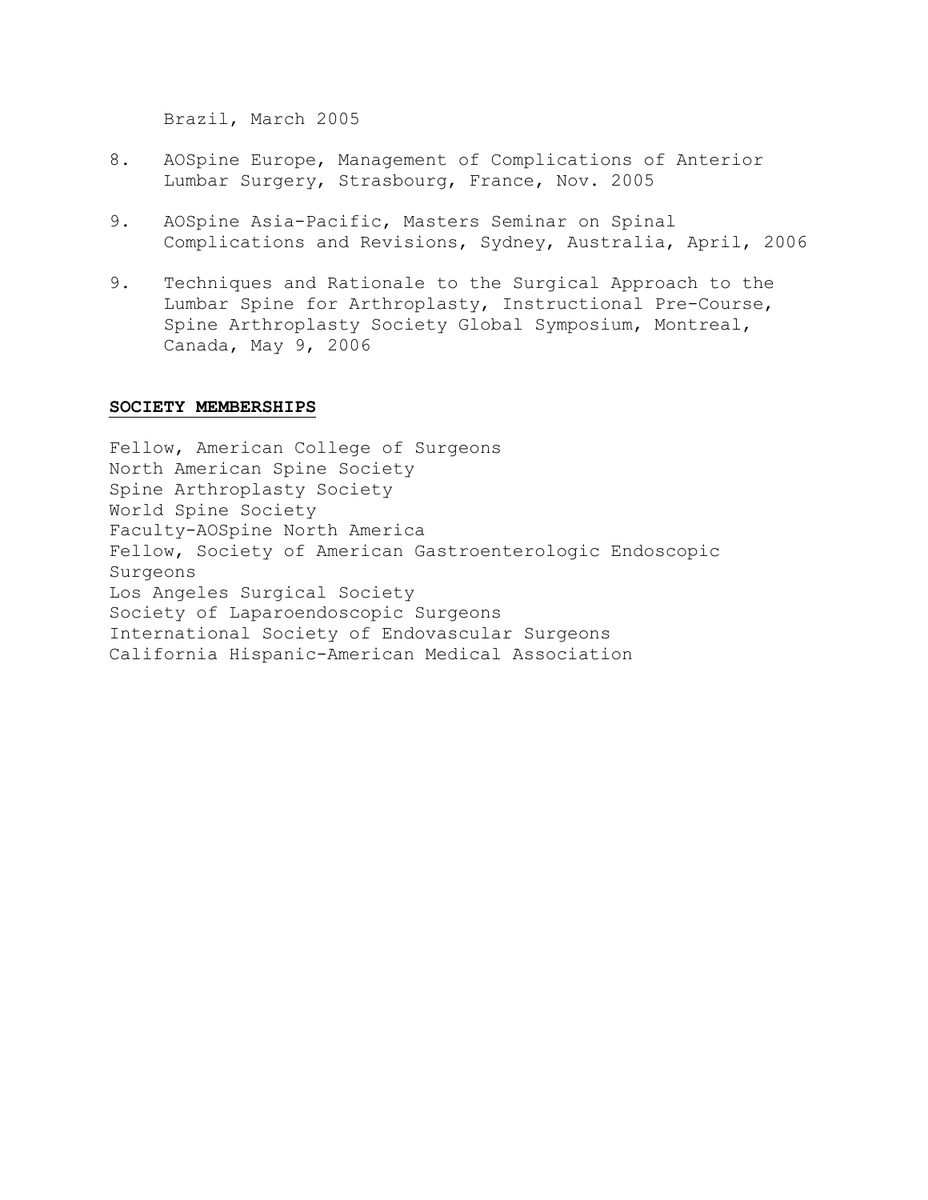Brazil, March 2005

8. AOSpine Europe, Management of Complications of Anterior Lumbar Surgery, Strasbourg, France, Nov. 2005

9. AOSpine Asia-Pacific, Masters Seminar on Spinal Complications and Revisions, Sydney, Australia, April, 2006

9. Techniques and Rationale to the Surgical Approach to the Lumbar Spine for Arthroplasty, Instructional Pre-Course, Spine Arthroplasty Society Global Symposium, Montreal, Canada, May 9, 2006

## SOCIETY MEMBERSHIPS

Fellow, American College of Surgeons
North American Spine Society
Spine Arthroplasty Society
World Spine Society
Faculty-AOSpine North America
Fellow, Society of American Gastroenterologic Endoscopic Surgeons
Los Angeles Surgical Society
Society of Laparoendoscopic Surgeons
International Society of Endovascular Surgeons
California Hispanic-American Medical Association